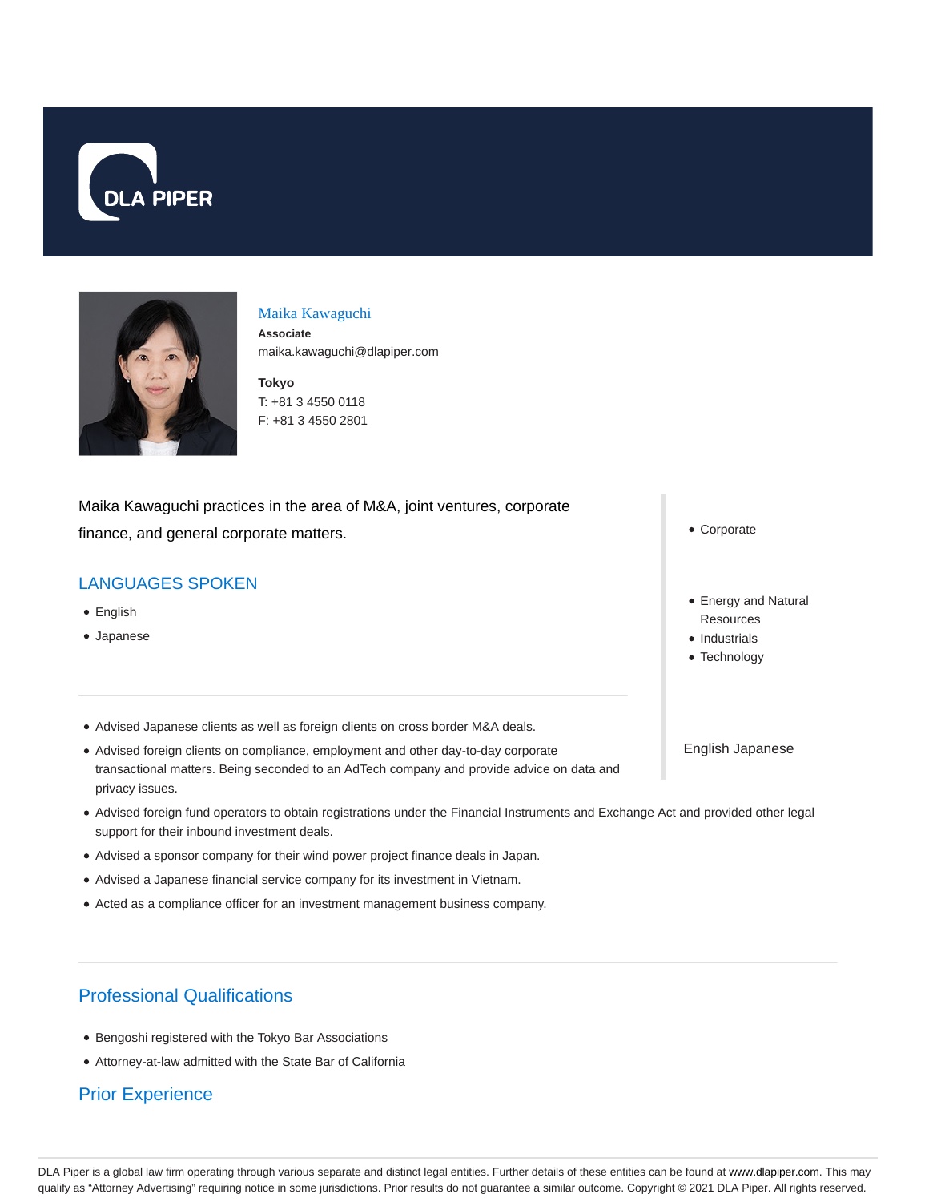DLA PIPER

# Maika Kawaguchi

**Associate**

maika.kawaguchi@dlapiper.com

**Tokyo**

T: +81 3 4550 0118

F: +81 3 4550 2801

Maika Kawaguchi practices in the area of M&A, joint ventures, corporate finance, and general corporate matters.

- Corporate

- Energy and Natural Resources
- Industrials
- Technology

English Japanese

## LANGUAGES SPOKEN

- English
- Japanese

---

- Advised Japanese clients as well as foreign clients on cross border M&A deals.
- Advised foreign clients on compliance, employment and other day-to-day corporate transactional matters. Being seconded to an AdTech company and provide advice on data and privacy issues.
- Advised foreign fund operators to obtain registrations under the Financial Instruments and Exchange Act and provided other legal support for their inbound investment deals.
- Advised a sponsor company for their wind power project finance deals in Japan.
- Advised a Japanese financial service company for its investment in Vietnam.
- Acted as a compliance officer for an investment management business company.

---

## Professional Qualifications

- Bengoshi registered with the Tokyo Bar Associations
- Attorney-at-law admitted with the State Bar of California

## Prior Experience

DLA Piper is a global law firm operating through various separate and distinct legal entities. Further details of these entities can be found at www.dlapiper.com. This may qualify as "Attorney Advertising" requiring notice in some jurisdictions. Prior results do not guarantee a similar outcome. Copyright © 2021 DLA Piper. All rights reserved.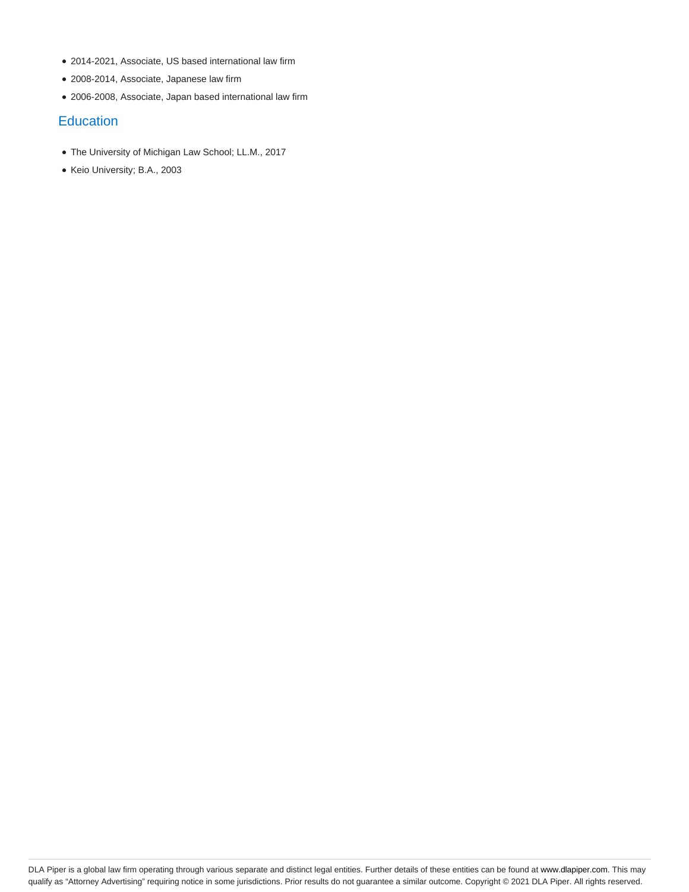- 2014-2021, Associate, US based international law firm
- 2008-2014, Associate, Japanese law firm
- 2006-2008, Associate, Japan based international law firm

## Education

- The University of Michigan Law School; LL.M., 2017
- Keio University; B.A., 2003

DLA Piper is a global law firm operating through various separate and distinct legal entities. Further details of these entities can be found at www.dlapiper.com. This may qualify as "Attorney Advertising" requiring notice in some jurisdictions. Prior results do not guarantee a similar outcome. Copyright © 2021 DLA Piper. All rights reserved.